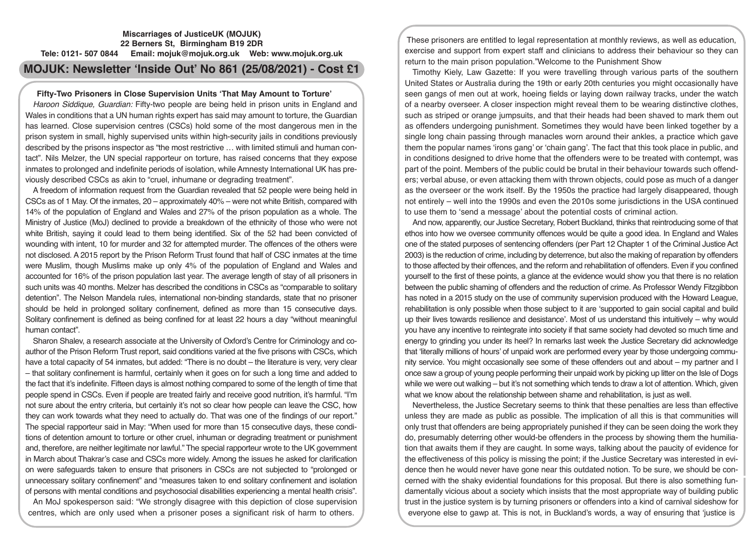**Miscarriages of JusticeUK (MOJUK)**
**22 Berners St, Birmingham B19 2DR**
**Tele: 0121- 507 0844 Email: mojuk@mojuk.org.uk Web: www.mojuk.org.uk**

# MOJUK: Newsletter 'Inside Out' No 861 (25/08/2021) - Cost £1

## Fifty-Two Prisoners in Close Supervision Units 'That May Amount to Torture'

*Haroon Siddique, Guardian:* Fifty-two people are being held in prison units in England and Wales in conditions that a UN human rights expert has said may amount to torture, the Guardian has learned. Close supervision centres (CSCs) hold some of the most dangerous men in the prison system in small, highly supervised units within high-security jails in conditions previously described by the prisons inspector as "the most restrictive … with limited stimuli and human contact". Nils Melzer, the UN special rapporteur on torture, has raised concerns that they expose inmates to prolonged and indefinite periods of isolation, while Amnesty International UK has previously described CSCs as akin to "cruel, inhumane or degrading treatment".

A freedom of information request from the Guardian revealed that 52 people were being held in CSCs as of 1 May. Of the inmates, 20 – approximately 40% – were not white British, compared with 14% of the population of England and Wales and 27% of the prison population as a whole. The Ministry of Justice (MoJ) declined to provide a breakdown of the ethnicity of those who were not white British, saying it could lead to them being identified. Six of the 52 had been convicted of wounding with intent, 10 for murder and 32 for attempted murder. The offences of the others were not disclosed. A 2015 report by the Prison Reform Trust found that half of CSC inmates at the time were Muslim, though Muslims make up only 4% of the population of England and Wales and accounted for 16% of the prison population last year. The average length of stay of all prisoners in such units was 40 months. Melzer has described the conditions in CSCs as "comparable to solitary detention". The Nelson Mandela rules, international non-binding standards, state that no prisoner should be held in prolonged solitary confinement, defined as more than 15 consecutive days. Solitary confinement is defined as being confined for at least 22 hours a day "without meaningful human contact".

Sharon Shalev, a research associate at the University of Oxford's Centre for Criminology and co-author of the Prison Reform Trust report, said conditions varied at the five prisons with CSCs, which have a total capacity of 54 inmates, but added: "There is no doubt – the literature is very, very clear – that solitary confinement is harmful, certainly when it goes on for such a long time and added to the fact that it's indefinite. Fifteen days is almost nothing compared to some of the length of time that people spend in CSCs. Even if people are treated fairly and receive good nutrition, it's harmful. "I'm not sure about the entry criteria, but certainly it's not so clear how people can leave the CSC, how they can work towards what they need to actually do. That was one of the findings of our report." The special rapporteur said in May: "When used for more than 15 consecutive days, these conditions of detention amount to torture or other cruel, inhuman or degrading treatment or punishment and, therefore, are neither legitimate nor lawful." The special rapporteur wrote to the UK government in March about Thakrar's case and CSCs more widely. Among the issues he asked for clarification on were safeguards taken to ensure that prisoners in CSCs are not subjected to "prolonged or unnecessary solitary confinement" and "measures taken to end solitary confinement and isolation of persons with mental conditions and psychosocial disabilities experiencing a mental health crisis".

An MoJ spokesperson said: "We strongly disagree with this depiction of close supervision centres, which are only used when a prisoner poses a significant risk of harm to others. These prisoners are entitled to legal representation at monthly reviews, as well as education, exercise and support from expert staff and clinicians to address their behaviour so they can return to the main prison population."

## Welcome to the Punishment Show

Timothy Kiely, Law Gazette: If you were travelling through various parts of the southern United States or Australia during the 19th or early 20th centuries you might occasionally have seen gangs of men out at work, hoeing fields or laying down railway tracks, under the watch of a nearby overseer. A closer inspection might reveal them to be wearing distinctive clothes, such as striped or orange jumpsuits, and that their heads had been shaved to mark them out as offenders undergoing punishment. Sometimes they would have been linked together by a single long chain passing through manacles worn around their ankles, a practice which gave them the popular names 'irons gang' or 'chain gang'. The fact that this took place in public, and in conditions designed to drive home that the offenders were to be treated with contempt, was part of the point. Members of the public could be brutal in their behaviour towards such offenders; verbal abuse, or even attacking them with thrown objects, could pose as much of a danger as the overseer or the work itself. By the 1950s the practice had largely disappeared, though not entirely – well into the 1990s and even the 2010s some jurisdictions in the USA continued to use them to 'send a message' about the potential costs of criminal action.

And now, apparently, our Justice Secretary, Robert Buckland, thinks that reintroducing some of that ethos into how we oversee community offences would be quite a good idea. In England and Wales one of the stated purposes of sentencing offenders (per Part 12 Chapter 1 of the Criminal Justice Act 2003) is the reduction of crime, including by deterrence, but also the making of reparation by offenders to those affected by their offences, and the reform and rehabilitation of offenders. Even if you confined yourself to the first of these points, a glance at the evidence would show you that there is no relation between the public shaming of offenders and the reduction of crime. As Professor Wendy Fitzgibbon has noted in a 2015 study on the use of community supervision produced with the Howard League, rehabilitation is only possible when those subject to it are 'supported to gain social capital and build up their lives towards resilience and desistance'. Most of us understand this intuitively – why would you have any incentive to reintegrate into society if that same society had devoted so much time and energy to grinding you under its heel? In remarks last week the Justice Secretary did acknowledge that 'literally millions of hours' of unpaid work are performed every year by those undergoing community service. You might occasionally see some of these offenders out and about – my partner and I once saw a group of young people performing their unpaid work by picking up litter on the Isle of Dogs while we were out walking – but it's not something which tends to draw a lot of attention. Which, given what we know about the relationship between shame and rehabilitation, is just as well.

Nevertheless, the Justice Secretary seems to think that these penalties are less than effective unless they are made as public as possible. The implication of all this is that communities will only trust that offenders are being appropriately punished if they can be seen doing the work they do, presumably deterring other would-be offenders in the process by showing them the humiliation that awaits them if they are caught. In some ways, talking about the paucity of evidence for the effectiveness of this policy is missing the point; if the Justice Secretary was interested in evidence then he would never have gone near this outdated notion. To be sure, we should be concerned with the shaky evidential foundations for this proposal. But there is also something fundamentally vicious about a society which insists that the most appropriate way of building public trust in the justice system is by turning prisoners or offenders into a kind of carnival sideshow for everyone else to gawp at. This is not, in Buckland's words, a way of ensuring that 'justice is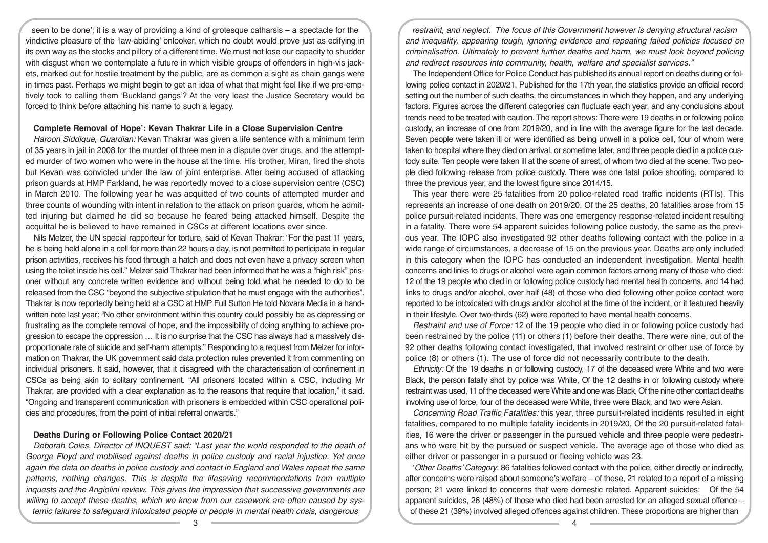seen to be done'; it is a way of providing a kind of grotesque catharsis – a spectacle for the vindictive pleasure of the 'law-abiding' onlooker, which no doubt would prove just as edifying in its own way as the stocks and pillory of a different time. We must not lose our capacity to shudder with disgust when we contemplate a future in which visible groups of offenders in high-vis jackets, marked out for hostile treatment by the public, are as common a sight as chain gangs were in times past. Perhaps we might begin to get an idea of what that might feel like if we pre-emptively took to calling them 'Buckland gangs'? At the very least the Justice Secretary would be forced to think before attaching his name to such a legacy.

**Complete Removal of Hope': Kevan Thakrar Life in a Close Supervision Centre**

*Haroon Siddique, Guardian:* Kevan Thakrar was given a life sentence with a minimum term of 35 years in jail in 2008 for the murder of three men in a dispute over drugs, and the attempted murder of two women who were in the house at the time. His brother, Miran, fired the shots but Kevan was convicted under the law of joint enterprise. After being accused of attacking prison guards at HMP Farkland, he was reportedly moved to a close supervision centre (CSC) in March 2010. The following year he was acquitted of two counts of attempted murder and three counts of wounding with intent in relation to the attack on prison guards, whom he admitted injuring but claimed he did so because he feared being attacked himself. Despite the acquittal he is believed to have remained in CSCs at different locations ever since.

Nils Melzer, the UN special rapporteur for torture, said of Kevan Thakrar: "For the past 11 years, he is being held alone in a cell for more than 22 hours a day, is not permitted to participate in regular prison activities, receives his food through a hatch and does not even have a privacy screen when using the toilet inside his cell." Melzer said Thakrar had been informed that he was a "high risk" prisoner without any concrete written evidence and without being told what he needed to do to be released from the CSC "beyond the subjective stipulation that he must engage with the authorities". Thakrar is now reportedly being held at a CSC at HMP Full Sutton He told Novara Media in a handwritten note last year: "No other environment within this country could possibly be as depressing or frustrating as the complete removal of hope, and the impossibility of doing anything to achieve progression to escape the oppression … It is no surprise that the CSC has always had a massively disproportionate rate of suicide and self-harm attempts." Responding to a request from Melzer for information on Thakrar, the UK government said data protection rules prevented it from commenting on individual prisoners. It said, however, that it disagreed with the characterisation of confinement in CSCs as being akin to solitary confinement. "All prisoners located within a CSC, including Mr Thakrar, are provided with a clear explanation as to the reasons that require that location," it said. "Ongoing and transparent communication with prisoners is embedded within CSC operational policies and procedures, from the point of initial referral onwards."

**Deaths During or Following Police Contact 2020/21**

*Deborah Coles, Director of INQUEST said: "Last year the world responded to the death of George Floyd and mobilised against deaths in police custody and racial injustice. Yet once again the data on deaths in police custody and contact in England and Wales repeat the same patterns, nothing changes. This is despite the lifesaving recommendations from multiple inquests and the Angiolini review. This gives the impression that successive governments are willing to accept these deaths, which we know from our casework are often caused by systemic failures to safeguard intoxicated people or people in mental health crisis, dangerous restraint, and neglect. The focus of this Government however is denying structural racism and inequality, appearing tough, ignoring evidence and repeating failed policies focused on criminalisation. Ultimately to prevent further deaths and harm, we must look beyond policing and redirect resources into community, health, welfare and specialist services."*

The Independent Office for Police Conduct has published its annual report on deaths during or following police contact in 2020/21. Published for the 17th year, the statistics provide an official record setting out the number of such deaths, the circumstances in which they happen, and any underlying factors. Figures across the different categories can fluctuate each year, and any conclusions about trends need to be treated with caution. The report shows: There were 19 deaths in or following police custody, an increase of one from 2019/20, and in line with the average figure for the last decade. Seven people were taken ill or were identified as being unwell in a police cell, four of whom were taken to hospital where they died on arrival, or sometime later, and three people died in a police custody suite. Ten people were taken ill at the scene of arrest, of whom two died at the scene. Two people died following release from police custody. There was one fatal police shooting, compared to three the previous year, and the lowest figure since 2014/15.

This year there were 25 fatalities from 20 police-related road traffic incidents (RTIs). This represents an increase of one death on 2019/20. Of the 25 deaths, 20 fatalities arose from 15 police pursuit-related incidents. There was one emergency response-related incident resulting in a fatality. There were 54 apparent suicides following police custody, the same as the previous year. The IOPC also investigated 92 other deaths following contact with the police in a wide range of circumstances, a decrease of 15 on the previous year. Deaths are only included in this category when the IOPC has conducted an independent investigation. Mental health concerns and links to drugs or alcohol were again common factors among many of those who died: 12 of the 19 people who died in or following police custody had mental health concerns, and 14 had links to drugs and/or alcohol, over half (48) of those who died following other police contact were reported to be intoxicated with drugs and/or alcohol at the time of the incident, or it featured heavily in their lifestyle. Over two-thirds (62) were reported to have mental health concerns.

*Restraint and use of Force:* 12 of the 19 people who died in or following police custody had been restrained by the police (11) or others (1) before their deaths. There were nine, out of the 92 other deaths following contact investigated, that involved restraint or other use of force by police (8) or others (1). The use of force did not necessarily contribute to the death.

*Ethnicity:* Of the 19 deaths in or following custody, 17 of the deceased were White and two were Black, the person fatally shot by police was White, Of the 12 deaths in or following custody where restraint was used, 11 of the deceased were White and one was Black, Of the nine other contact deaths involving use of force, four of the deceased were White, three were Black, and two were Asian.

*Concerning Road Traffic Fatalities:* this year, three pursuit-related incidents resulted in eight fatalities, compared to no multiple fatality incidents in 2019/20, Of the 20 pursuit-related fatalities, 16 were the driver or passenger in the pursued vehicle and three people were pedestrians who were hit by the pursued or suspect vehicle. The average age of those who died as either driver or passenger in a pursued or fleeing vehicle was 23.

'*Other Deaths' Category*: 86 fatalities followed contact with the police, either directly or indirectly, after concerns were raised about someone's welfare – of these, 21 related to a report of a missing person; 21 were linked to concerns that were domestic related. Apparent suicides: Of the 54 apparent suicides, 26 (48%) of those who died had been arrested for an alleged sexual offence – of these 21 (39%) involved alleged offences against children. These proportions are higher than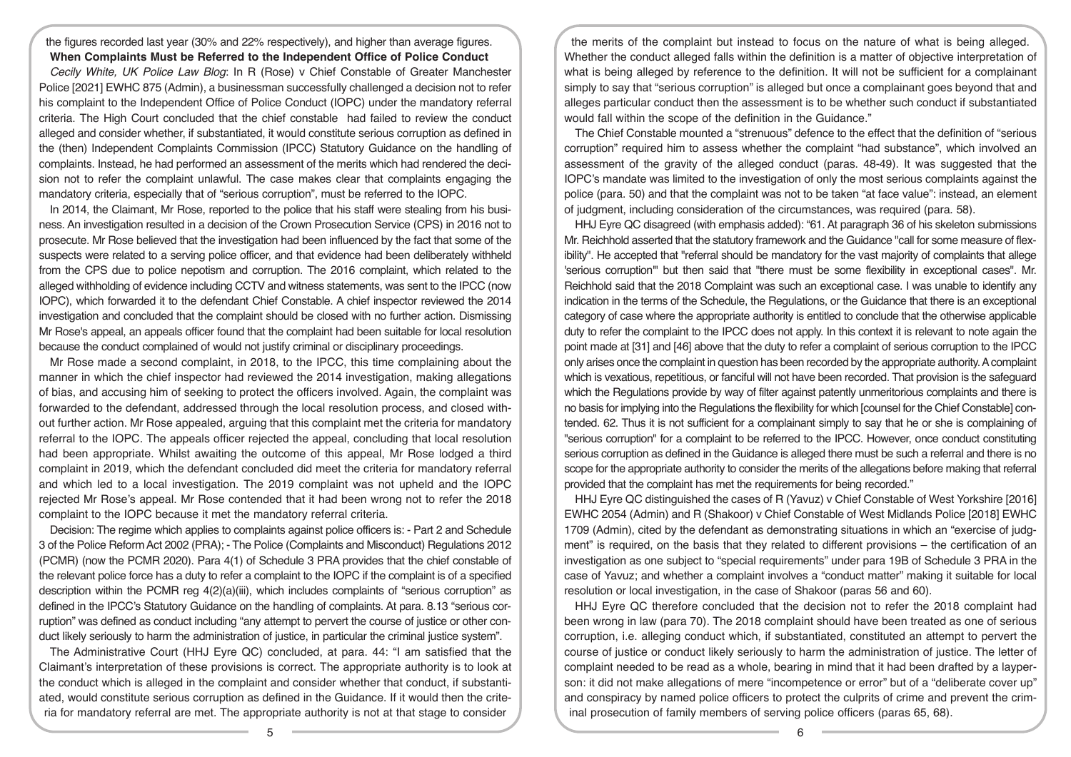the figures recorded last year (30% and 22% respectively), and higher than average figures.

**When Complaints Must be Referred to the Independent Office of Police Conduct**

*Cecily White, UK Police Law Blog*: In R (Rose) v Chief Constable of Greater Manchester Police [2021] EWHC 875 (Admin), a businessman successfully challenged a decision not to refer his complaint to the Independent Office of Police Conduct (IOPC) under the mandatory referral criteria. The High Court concluded that the chief constable had failed to review the conduct alleged and consider whether, if substantiated, it would constitute serious corruption as defined in the (then) Independent Complaints Commission (IPCC) Statutory Guidance on the handling of complaints. Instead, he had performed an assessment of the merits which had rendered the decision not to refer the complaint unlawful. The case makes clear that complaints engaging the mandatory criteria, especially that of "serious corruption", must be referred to the IOPC.

In 2014, the Claimant, Mr Rose, reported to the police that his staff were stealing from his business. An investigation resulted in a decision of the Crown Prosecution Service (CPS) in 2016 not to prosecute. Mr Rose believed that the investigation had been influenced by the fact that some of the suspects were related to a serving police officer, and that evidence had been deliberately withheld from the CPS due to police nepotism and corruption. The 2016 complaint, which related to the alleged withholding of evidence including CCTV and witness statements, was sent to the IPCC (now IOPC), which forwarded it to the defendant Chief Constable. A chief inspector reviewed the 2014 investigation and concluded that the complaint should be closed with no further action. Dismissing Mr Rose's appeal, an appeals officer found that the complaint had been suitable for local resolution because the conduct complained of would not justify criminal or disciplinary proceedings.

Mr Rose made a second complaint, in 2018, to the IPCC, this time complaining about the manner in which the chief inspector had reviewed the 2014 investigation, making allegations of bias, and accusing him of seeking to protect the officers involved. Again, the complaint was forwarded to the defendant, addressed through the local resolution process, and closed without further action. Mr Rose appealed, arguing that this complaint met the criteria for mandatory referral to the IOPC. The appeals officer rejected the appeal, concluding that local resolution had been appropriate. Whilst awaiting the outcome of this appeal, Mr Rose lodged a third complaint in 2019, which the defendant concluded did meet the criteria for mandatory referral and which led to a local investigation. The 2019 complaint was not upheld and the IOPC rejected Mr Rose's appeal. Mr Rose contended that it had been wrong not to refer the 2018 complaint to the IOPC because it met the mandatory referral criteria.

Decision: The regime which applies to complaints against police officers is: - Part 2 and Schedule 3 of the Police Reform Act 2002 (PRA); - The Police (Complaints and Misconduct) Regulations 2012 (PCMR) (now the PCMR 2020). Para 4(1) of Schedule 3 PRA provides that the chief constable of the relevant police force has a duty to refer a complaint to the IOPC if the complaint is of a specified description within the PCMR reg 4(2)(a)(iii), which includes complaints of "serious corruption" as defined in the IPCC's Statutory Guidance on the handling of complaints. At para. 8.13 "serious corruption" was defined as conduct including "any attempt to pervert the course of justice or other conduct likely seriously to harm the administration of justice, in particular the criminal justice system".

The Administrative Court (HHJ Eyre QC) concluded, at para. 44: "I am satisfied that the Claimant's interpretation of these provisions is correct. The appropriate authority is to look at the conduct which is alleged in the complaint and consider whether that conduct, if substantiated, would constitute serious corruption as defined in the Guidance. If it would then the criteria for mandatory referral are met. The appropriate authority is not at that stage to consider the merits of the complaint but instead to focus on the nature of what is being alleged. Whether the conduct alleged falls within the definition is a matter of objective interpretation of what is being alleged by reference to the definition. It will not be sufficient for a complainant simply to say that "serious corruption" is alleged but once a complainant goes beyond that and alleges particular conduct then the assessment is to be whether such conduct if substantiated would fall within the scope of the definition in the Guidance."

The Chief Constable mounted a "strenuous" defence to the effect that the definition of "serious corruption" required him to assess whether the complaint "had substance", which involved an assessment of the gravity of the alleged conduct (paras. 48-49). It was suggested that the IOPC's mandate was limited to the investigation of only the most serious complaints against the police (para. 50) and that the complaint was not to be taken "at face value": instead, an element of judgment, including consideration of the circumstances, was required (para. 58).

HHJ Eyre QC disagreed (with emphasis added): "61. At paragraph 36 of his skeleton submissions Mr. Reichhold asserted that the statutory framework and the Guidance "call for some measure of flexibility". He accepted that "referral should be mandatory for the vast majority of complaints that allege 'serious corruption'" but then said that "there must be some flexibility in exceptional cases". Mr. Reichhold said that the 2018 Complaint was such an exceptional case. I was unable to identify any indication in the terms of the Schedule, the Regulations, or the Guidance that there is an exceptional category of case where the appropriate authority is entitled to conclude that the otherwise applicable duty to refer the complaint to the IPCC does not apply. In this context it is relevant to note again the point made at [31] and [46] above that the duty to refer a complaint of serious corruption to the IPCC only arises once the complaint in question has been recorded by the appropriate authority. A complaint which is vexatious, repetitious, or fanciful will not have been recorded. That provision is the safeguard which the Regulations provide by way of filter against patently unmeritorious complaints and there is no basis for implying into the Regulations the flexibility for which [counsel for the Chief Constable] contended. 62. Thus it is not sufficient for a complainant simply to say that he or she is complaining of "serious corruption" for a complaint to be referred to the IPCC. However, once conduct constituting serious corruption as defined in the Guidance is alleged there must be such a referral and there is no scope for the appropriate authority to consider the merits of the allegations before making that referral provided that the complaint has met the requirements for being recorded."

HHJ Eyre QC distinguished the cases of R (Yavuz) v Chief Constable of West Yorkshire [2016] EWHC 2054 (Admin) and R (Shakoor) v Chief Constable of West Midlands Police [2018] EWHC 1709 (Admin), cited by the defendant as demonstrating situations in which an "exercise of judgment" is required, on the basis that they related to different provisions – the certification of an investigation as one subject to "special requirements" under para 19B of Schedule 3 PRA in the case of Yavuz; and whether a complaint involves a "conduct matter" making it suitable for local resolution or local investigation, in the case of Shakoor (paras 56 and 60).

HHJ Eyre QC therefore concluded that the decision not to refer the 2018 complaint had been wrong in law (para 70). The 2018 complaint should have been treated as one of serious corruption, i.e. alleging conduct which, if substantiated, constituted an attempt to pervert the course of justice or conduct likely seriously to harm the administration of justice. The letter of complaint needed to be read as a whole, bearing in mind that it had been drafted by a layperson: it did not make allegations of mere "incompetence or error" but of a "deliberate cover up" and conspiracy by named police officers to protect the culprits of crime and prevent the criminal prosecution of family members of serving police officers (paras 65, 68).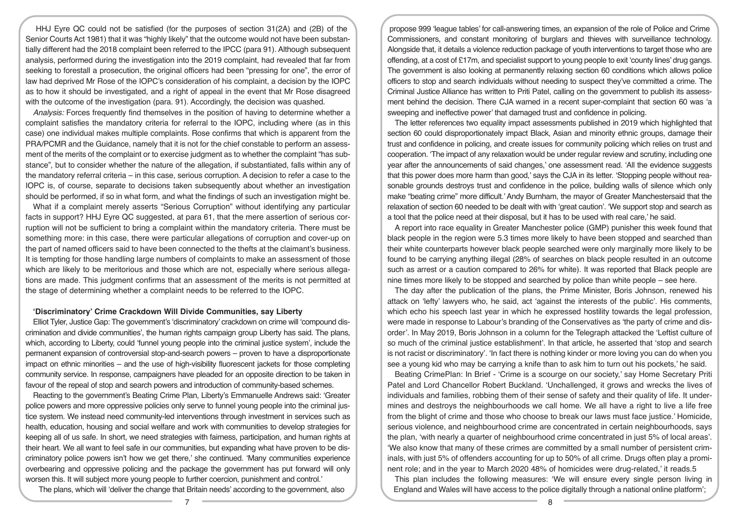HHJ Eyre QC could not be satisfied (for the purposes of section 31(2A) and (2B) of the Senior Courts Act 1981) that it was "highly likely" that the outcome would not have been substantially different had the 2018 complaint been referred to the IPCC (para 91). Although subsequent analysis, performed during the investigation into the 2019 complaint, had revealed that far from seeking to forestall a prosecution, the original officers had been "pressing for one", the error of law had deprived Mr Rose of the IOPC's consideration of his complaint, a decision by the IOPC as to how it should be investigated, and a right of appeal in the event that Mr Rose disagreed with the outcome of the investigation (para. 91). Accordingly, the decision was quashed.

*Analysis:* Forces frequently find themselves in the position of having to determine whether a complaint satisfies the mandatory criteria for referral to the IOPC, including where (as in this case) one individual makes multiple complaints. Rose confirms that which is apparent from the PRA/PCMR and the Guidance, namely that it is not for the chief constable to perform an assessment of the merits of the complaint or to exercise judgment as to whether the complaint "has substance", but to consider whether the nature of the allegation, if substantiated, falls within any of the mandatory referral criteria – in this case, serious corruption. A decision to refer a case to the IOPC is, of course, separate to decisions taken subsequently about whether an investigation should be performed, if so in what form, and what the findings of such an investigation might be.

What if a complaint merely asserts "Serious Corruption" without identifying any particular facts in support? HHJ Eyre QC suggested, at para 61, that the mere assertion of serious corruption will not be sufficient to bring a complaint within the mandatory criteria. There must be something more: in this case, there were particular allegations of corruption and cover-up on the part of named officers said to have been connected to the thefts at the claimant's business. It is tempting for those handling large numbers of complaints to make an assessment of those which are likely to be meritorious and those which are not, especially where serious allegations are made. This judgment confirms that an assessment of the merits is not permitted at the stage of determining whether a complaint needs to be referred to the IOPC.

## 'Discriminatory' Crime Crackdown Will Divide Communities, say Liberty

Elliot Tyler, Justice Gap: The government's 'discriminatory' crackdown on crime will 'compound discrimination and divide communities', the human rights campaign group Liberty has said. The plans, which, according to Liberty, could 'funnel young people into the criminal justice system', include the permanent expansion of controversial stop-and-search powers – proven to have a disproportionate impact on ethnic minorities – and the use of high-visibility fluorescent jackets for those completing community service. In response, campaigners have pleaded for an opposite direction to be taken in favour of the repeal of stop and search powers and introduction of community-based schemes.

Reacting to the government's Beating Crime Plan, Liberty's Emmanuelle Andrews said: 'Greater police powers and more oppressive policies only serve to funnel young people into the criminal justice system. We instead need community-led interventions through investment in services such as health, education, housing and social welfare and work with communities to develop strategies for keeping all of us safe. In short, we need strategies with fairness, participation, and human rights at their heart. We all want to feel safe in our communities, but expanding what have proven to be discriminatory police powers isn't how we get there,' she continued. 'Many communities experience overbearing and oppressive policing and the package the government has put forward will only worsen this. It will subject more young people to further coercion, punishment and control.'

The plans, which will 'deliver the change that Britain needs' according to the government, also propose 999 'league tables' for call-answering times, an expansion of the role of Police and Crime Commissioners, and constant monitoring of burglars and thieves with surveillance technology. Alongside that, it details a violence reduction package of youth interventions to target those who are offending, at a cost of £17m, and specialist support to young people to exit 'county lines' drug gangs. The government is also looking at permanently relaxing section 60 conditions which allows police officers to stop and search individuals without needing to suspect they've committed a crime. The Criminal Justice Alliance has written to Priti Patel, calling on the government to publish its assessment behind the decision. There CJA warned in a recent super-complaint that section 60 was 'a sweeping and ineffective power' that damaged trust and confidence in policing.

The letter references two equality impact assessments published in 2019 which highlighted that section 60 could disproportionately impact Black, Asian and minority ethnic groups, damage their trust and confidence in policing, and create issues for community policing which relies on trust and cooperation. 'The impact of any relaxation would be under regular review and scrutiny, including one year after the announcements of said changes,' one assessment read. 'All the evidence suggests that this power does more harm than good,' says the CJA in its letter. 'Stopping people without reasonable grounds destroys trust and confidence in the police, building walls of silence which only make "beating crime" more difficult.' Andy Burnham, the mayor of Greater Manchestersaid that the relaxation of section 60 needed to be dealt with with 'great caution'. 'We support stop and search as a tool that the police need at their disposal, but it has to be used with real care,' he said.

A report into race equality in Greater Manchester police (GMP) punisher this week found that black people in the region were 5.3 times more likely to have been stopped and searched than their white counterparts however black people searched were only marginally more likely to be found to be carrying anything illegal (28% of searches on black people resulted in an outcome such as arrest or a caution compared to 26% for white). It was reported that Black people are nine times more likely to be stopped and searched by police than white people – see here.

The day after the publication of the plans, the Prime Minister, Boris Johnson, renewed his attack on 'lefty' lawyers who, he said, act 'against the interests of the public'. His comments, which echo his speech last year in which he expressed hostility towards the legal profession, were made in response to Labour's branding of the Conservatives as 'the party of crime and disorder'. In May 2019, Boris Johnson in a column for the Telegraph attacked the 'Leftist culture of so much of the criminal justice establishment'. In that article, he asserted that 'stop and search is not racist or discriminatory'. 'In fact there is nothing kinder or more loving you can do when you see a young kid who may be carrying a knife than to ask him to turn out his pockets,' he said.

Beating CrimePlan: In Brief - 'Crime is a scourge on our society,' say Home Secretary Priti Patel and Lord Chancellor Robert Buckland. 'Unchallenged, it grows and wrecks the lives of individuals and families, robbing them of their sense of safety and their quality of life. It undermines and destroys the neighbourhoods we call home. We all have a right to live a life free from the blight of crime and those who choose to break our laws must face justice.' Homicide, serious violence, and neighbourhood crime are concentrated in certain neighbourhoods, says the plan, 'with nearly a quarter of neighbourhood crime concentrated in just 5% of local areas'. 'We also know that many of these crimes are committed by a small number of persistent criminals, with just 5% of offenders accounting for up to 50% of all crime. Drugs often play a prominent role; and in the year to March 2020 48% of homicides were drug-related,' it reads.5

This plan includes the following measures: 'We will ensure every single person living in England and Wales will have access to the police digitally through a national online platform';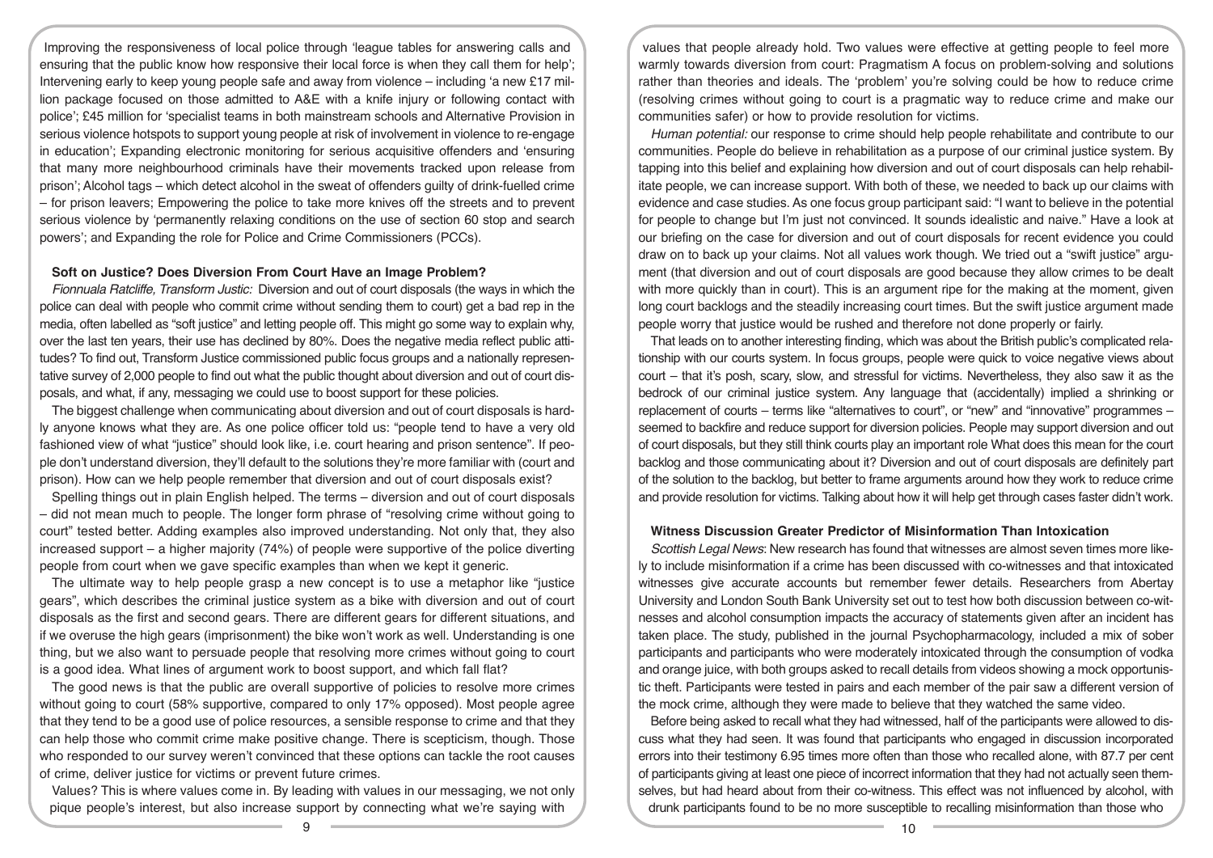Improving the responsiveness of local police through 'league tables for answering calls and ensuring that the public know how responsive their local force is when they call them for help'; Intervening early to keep young people safe and away from violence – including 'a new £17 million package focused on those admitted to A&E with a knife injury or following contact with police'; £45 million for 'specialist teams in both mainstream schools and Alternative Provision in serious violence hotspots to support young people at risk of involvement in violence to re-engage in education'; Expanding electronic monitoring for serious acquisitive offenders and 'ensuring that many more neighbourhood criminals have their movements tracked upon release from prison'; Alcohol tags – which detect alcohol in the sweat of offenders guilty of drink-fuelled crime – for prison leavers; Empowering the police to take more knives off the streets and to prevent serious violence by 'permanently relaxing conditions on the use of section 60 stop and search powers'; and Expanding the role for Police and Crime Commissioners (PCCs).

### Soft on Justice? Does Diversion From Court Have an Image Problem?

*Fionnuala Ratcliffe, Transform Justic:* Diversion and out of court disposals (the ways in which the police can deal with people who commit crime without sending them to court) get a bad rep in the media, often labelled as "soft justice" and letting people off. This might go some way to explain why, over the last ten years, their use has declined by 80%. Does the negative media reflect public attitudes? To find out, Transform Justice commissioned public focus groups and a nationally representative survey of 2,000 people to find out what the public thought about diversion and out of court disposals, and what, if any, messaging we could use to boost support for these policies.

The biggest challenge when communicating about diversion and out of court disposals is hardly anyone knows what they are. As one police officer told us: "people tend to have a very old fashioned view of what "justice" should look like, i.e. court hearing and prison sentence". If people don't understand diversion, they'll default to the solutions they're more familiar with (court and prison). How can we help people remember that diversion and out of court disposals exist?

Spelling things out in plain English helped. The terms – diversion and out of court disposals – did not mean much to people. The longer form phrase of "resolving crime without going to court" tested better. Adding examples also improved understanding. Not only that, they also increased support – a higher majority (74%) of people were supportive of the police diverting people from court when we gave specific examples than when we kept it generic.

The ultimate way to help people grasp a new concept is to use a metaphor like "justice gears", which describes the criminal justice system as a bike with diversion and out of court disposals as the first and second gears. There are different gears for different situations, and if we overuse the high gears (imprisonment) the bike won't work as well. Understanding is one thing, but we also want to persuade people that resolving more crimes without going to court is a good idea. What lines of argument work to boost support, and which fall flat?

The good news is that the public are overall supportive of policies to resolve more crimes without going to court (58% supportive, compared to only 17% opposed). Most people agree that they tend to be a good use of police resources, a sensible response to crime and that they can help those who commit crime make positive change. There is scepticism, though. Those who responded to our survey weren't convinced that these options can tackle the root causes of crime, deliver justice for victims or prevent future crimes.

Values? This is where values come in. By leading with values in our messaging, we not only pique people's interest, but also increase support by connecting what we're saying with values that people already hold. Two values were effective at getting people to feel more warmly towards diversion from court: Pragmatism A focus on problem-solving and solutions rather than theories and ideals. The 'problem' you're solving could be how to reduce crime (resolving crimes without going to court is a pragmatic way to reduce crime and make our communities safer) or how to provide resolution for victims.

*Human potential:* our response to crime should help people rehabilitate and contribute to our communities. People do believe in rehabilitation as a purpose of our criminal justice system. By tapping into this belief and explaining how diversion and out of court disposals can help rehabilitate people, we can increase support. With both of these, we needed to back up our claims with evidence and case studies. As one focus group participant said: "I want to believe in the potential for people to change but I'm just not convinced. It sounds idealistic and naive." Have a look at our briefing on the case for diversion and out of court disposals for recent evidence you could draw on to back up your claims. Not all values work though. We tried out a "swift justice" argument (that diversion and out of court disposals are good because they allow crimes to be dealt with more quickly than in court). This is an argument ripe for the making at the moment, given long court backlogs and the steadily increasing court times. But the swift justice argument made people worry that justice would be rushed and therefore not done properly or fairly.

That leads on to another interesting finding, which was about the British public's complicated relationship with our courts system. In focus groups, people were quick to voice negative views about court – that it's posh, scary, slow, and stressful for victims. Nevertheless, they also saw it as the bedrock of our criminal justice system. Any language that (accidentally) implied a shrinking or replacement of courts – terms like "alternatives to court", or "new" and "innovative" programmes – seemed to backfire and reduce support for diversion policies. People may support diversion and out of court disposals, but they still think courts play an important role What does this mean for the court backlog and those communicating about it? Diversion and out of court disposals are definitely part of the solution to the backlog, but better to frame arguments around how they work to reduce crime and provide resolution for victims. Talking about how it will help get through cases faster didn't work.

### Witness Discussion Greater Predictor of Misinformation Than Intoxication

*Scottish Legal News*: New research has found that witnesses are almost seven times more likely to include misinformation if a crime has been discussed with co-witnesses and that intoxicated witnesses give accurate accounts but remember fewer details. Researchers from Abertay University and London South Bank University set out to test how both discussion between co-witnesses and alcohol consumption impacts the accuracy of statements given after an incident has taken place. The study, published in the journal Psychopharmacology, included a mix of sober participants and participants who were moderately intoxicated through the consumption of vodka and orange juice, with both groups asked to recall details from videos showing a mock opportunistic theft. Participants were tested in pairs and each member of the pair saw a different version of the mock crime, although they were made to believe that they watched the same video.

Before being asked to recall what they had witnessed, half of the participants were allowed to discuss what they had seen. It was found that participants who engaged in discussion incorporated errors into their testimony 6.95 times more often than those who recalled alone, with 87.7 per cent of participants giving at least one piece of incorrect information that they had not actually seen themselves, but had heard about from their co-witness. This effect was not influenced by alcohol, with drunk participants found to be no more susceptible to recalling misinformation than those who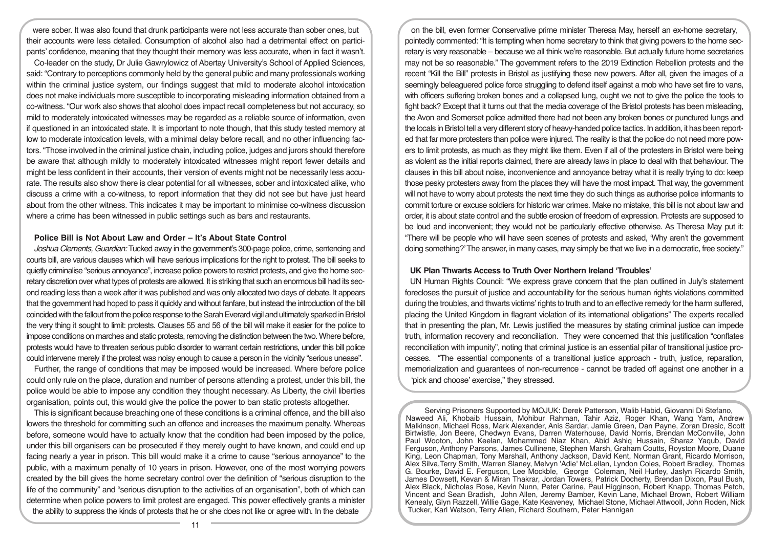were sober. It was also found that drunk participants were not less accurate than sober ones, but their accounts were less detailed. Consumption of alcohol also had a detrimental effect on participants' confidence, meaning that they thought their memory was less accurate, when in fact it wasn't.

Co-leader on the study, Dr Julie Gawrylowicz of Abertay University's School of Applied Sciences, said: "Contrary to perceptions commonly held by the general public and many professionals working within the criminal justice system, our findings suggest that mild to moderate alcohol intoxication does not make individuals more susceptible to incorporating misleading information obtained from a co-witness. "Our work also shows that alcohol does impact recall completeness but not accuracy, so mild to moderately intoxicated witnesses may be regarded as a reliable source of information, even if questioned in an intoxicated state. It is important to note though, that this study tested memory at low to moderate intoxication levels, with a minimal delay before recall, and no other influencing factors. "Those involved in the criminal justice chain, including police, judges and jurors should therefore be aware that although mildly to moderately intoxicated witnesses might report fewer details and might be less confident in their accounts, their version of events might not be necessarily less accurate. The results also show there is clear potential for all witnesses, sober and intoxicated alike, who discuss a crime with a co-witness, to report information that they did not see but have just heard about from the other witness. This indicates it may be important to minimise co-witness discussion where a crime has been witnessed in public settings such as bars and restaurants.

### Police Bill is Not About Law and Order – It's About State Control

*Joshua Clements, Guardian:* Tucked away in the government's 300-page police, crime, sentencing and courts bill, are various clauses which will have serious implications for the right to protest. The bill seeks to quietly criminalise "serious annoyance", increase police powers to restrict protests, and give the home secretary discretion over what types of protests are allowed. It is striking that such an enormous bill had its second reading less than a week after it was published and was only allocated two days of debate. It appears that the government had hoped to pass it quickly and without fanfare, but instead the introduction of the bill coincided with the fallout from the police response to the Sarah Everard vigil and ultimately sparked in Bristol the very thing it sought to limit: protests. Clauses 55 and 56 of the bill will make it easier for the police to impose conditions on marches and static protests, removing the distinction between the two. Where before, protests would have to threaten serious public disorder to warrant certain restrictions, under this bill police could intervene merely if the protest was noisy enough to cause a person in the vicinity "serious unease".

Further, the range of conditions that may be imposed would be increased. Where before police could only rule on the place, duration and number of persons attending a protest, under this bill, the police would be able to impose any condition they thought necessary. As Liberty, the civil liberties organisation, points out, this would give the police the power to ban static protests altogether.

This is significant because breaching one of these conditions is a criminal offence, and the bill also lowers the threshold for committing such an offence and increases the maximum penalty. Whereas before, someone would have to actually know that the condition had been imposed by the police, under this bill organisers can be prosecuted if they merely ought to have known, and could end up facing nearly a year in prison. This bill would make it a crime to cause "serious annoyance" to the public, with a maximum penalty of 10 years in prison. However, one of the most worrying powers created by the bill gives the home secretary control over the definition of "serious disruption to the life of the community" and "serious disruption to the activities of an organisation", both of which can determine when police powers to limit protest are engaged. This power effectively grants a minister the ability to suppress the kinds of protests that he or she does not like or agree with. In the debate on the bill, even former Conservative prime minister Theresa May, herself an ex-home secretary, pointedly commented: "It is tempting when home secretary to think that giving powers to the home secretary is very reasonable – because we all think we're reasonable. But actually future home secretaries may not be so reasonable." The government refers to the 2019 Extinction Rebellion protests and the recent "Kill the Bill" protests in Bristol as justifying these new powers. After all, given the images of a seemingly beleaguered police force struggling to defend itself against a mob who have set fire to vans, with officers suffering broken bones and a collapsed lung, ought we not to give the police the tools to fight back? Except that it turns out that the media coverage of the Bristol protests has been misleading, the Avon and Somerset police admitted there had not been any broken bones or punctured lungs and the locals in Bristol tell a very different story of heavy-handed police tactics. In addition, it has been reported that far more protesters than police were injured. The reality is that the police do not need more powers to limit protests, as much as they might like them. Even if all of the protesters in Bristol were being as violent as the initial reports claimed, there are already laws in place to deal with that behaviour. The clauses in this bill about noise, inconvenience and annoyance betray what it is really trying to do: keep those pesky protesters away from the places they will have the most impact. That way, the government will not have to worry about protests the next time they do such things as authorise police informants to commit torture or excuse soldiers for historic war crimes. Make no mistake, this bill is not about law and order, it is about state control and the subtle erosion of freedom of expression. Protests are supposed to be loud and inconvenient; they would not be particularly effective otherwise. As Theresa May put it: "There will be people who will have seen scenes of protests and asked, 'Why aren't the government doing something?' The answer, in many cases, may simply be that we live in a democratic, free society."

### UK Plan Thwarts Access to Truth Over Northern Ireland 'Troubles'

UN Human Rights Council: "We express grave concern that the plan outlined in July's statement forecloses the pursuit of justice and accountability for the serious human rights violations committed during the troubles, and thwarts victims' rights to truth and to an effective remedy for the harm suffered, placing the United Kingdom in flagrant violation of its international obligations" The experts recalled that in presenting the plan, Mr. Lewis justified the measures by stating criminal justice can impede truth, information recovery and reconciliation. They were concerned that this justification "conflates reconciliation with impunity", noting that criminal justice is an essential pillar of transitional justice processes. "The essential components of a transitional justice approach - truth, justice, reparation, memorialization and guarantees of non-recurrence - cannot be traded off against one another in a 'pick and choose' exercise," they stressed.

Serving Prisoners Supported by MOJUK: Derek Patterson, Walib Habid, Giovanni Di Stefano, Naweed Ali, Khobaib Hussain, Mohibur Rahman, Tahir Aziz, Roger Khan, Wang Yam, Andrew Malkinson, Michael Ross, Mark Alexander, Anis Sardar, Jamie Green, Dan Payne, Zoran Dresic, Scott Birtwistle, Jon Beere, Chedwyn Evans, Darren Waterhouse, David Norris, Brendan McConville, John Paul Wooton, John Keelan, Mohammed Niaz Khan, Abid Ashiq Hussain, Sharaz Yaqub, David Ferguson, Anthony Parsons, James Cullinene, Stephen Marsh, Graham Coutts, Royston Moore, Duane King, Leon Chapman, Tony Marshall, Anthony Jackson, David Kent, Norman Grant, Ricardo Morrison, Alex Silva,Terry Smith, Warren Slaney, Melvyn 'Adie' McLellan, Lyndon Coles, Robert Bradley, Thomas G. Bourke, David E. Ferguson, Lee Mockble, George Coleman, Neil Hurley, Jaslyn Ricardo Smith, James Dowsett, Kevan & Miran Thakrar, Jordan Towers, Patrick Docherty, Brendan Dixon, Paul Bush, Alex Black, Nicholas Rose, Kevin Nunn, Peter Carine, Paul Higginson, Robert Knapp, Thomas Petch, Vincent and Sean Bradish, John Allen, Jeremy Bamber, Kevin Lane, Michael Brown, Robert William Kenealy, Glyn Razzell, Willie Gage, Kate Keaveney, Michael Stone, Michael Attwooll, John Roden, Nick Tucker, Karl Watson, Terry Allen, Richard Southern, Peter Hannigan